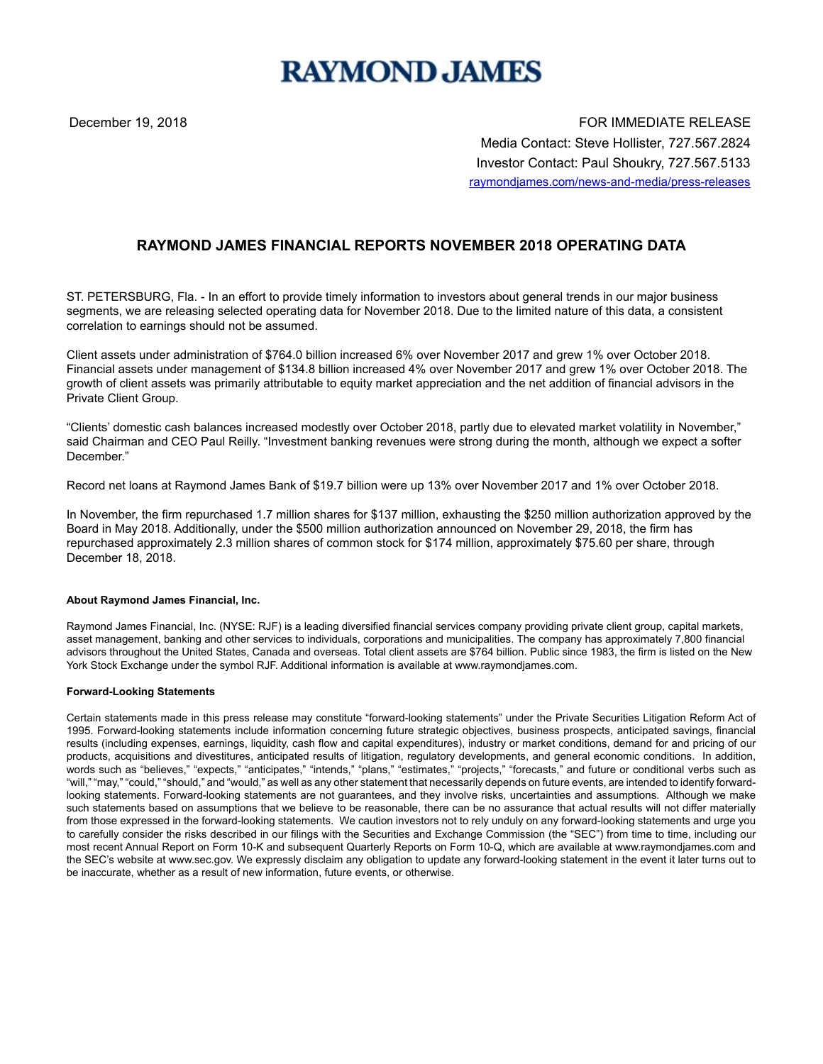# RAYMOND JAMES

December 19, 2018

FOR IMMEDIATE RELEASE
Media Contact: Steve Hollister, 727.567.2824
Investor Contact: Paul Shoukry, 727.567.5133
raymondjames.com/news-and-media/press-releases

## RAYMOND JAMES FINANCIAL REPORTS NOVEMBER 2018 OPERATING DATA

ST. PETERSBURG, Fla. - In an effort to provide timely information to investors about general trends in our major business segments, we are releasing selected operating data for November 2018. Due to the limited nature of this data, a consistent correlation to earnings should not be assumed.

Client assets under administration of $764.0 billion increased 6% over November 2017 and grew 1% over October 2018. Financial assets under management of $134.8 billion increased 4% over November 2017 and grew 1% over October 2018. The growth of client assets was primarily attributable to equity market appreciation and the net addition of financial advisors in the Private Client Group.

"Clients' domestic cash balances increased modestly over October 2018, partly due to elevated market volatility in November," said Chairman and CEO Paul Reilly. "Investment banking revenues were strong during the month, although we expect a softer December."

Record net loans at Raymond James Bank of $19.7 billion were up 13% over November 2017 and 1% over October 2018.

In November, the firm repurchased 1.7 million shares for $137 million, exhausting the $250 million authorization approved by the Board in May 2018. Additionally, under the $500 million authorization announced on November 29, 2018, the firm has repurchased approximately 2.3 million shares of common stock for $174 million, approximately $75.60 per share, through December 18, 2018.

#### About Raymond James Financial, Inc.

Raymond James Financial, Inc. (NYSE: RJF) is a leading diversified financial services company providing private client group, capital markets, asset management, banking and other services to individuals, corporations and municipalities. The company has approximately 7,800 financial advisors throughout the United States, Canada and overseas. Total client assets are $764 billion. Public since 1983, the firm is listed on the New York Stock Exchange under the symbol RJF. Additional information is available at www.raymondjames.com.

#### Forward-Looking Statements

Certain statements made in this press release may constitute "forward-looking statements" under the Private Securities Litigation Reform Act of 1995. Forward-looking statements include information concerning future strategic objectives, business prospects, anticipated savings, financial results (including expenses, earnings, liquidity, cash flow and capital expenditures), industry or market conditions, demand for and pricing of our products, acquisitions and divestitures, anticipated results of litigation, regulatory developments, and general economic conditions. In addition, words such as "believes," "expects," "anticipates," "intends," "plans," "estimates," "projects," "forecasts," and future or conditional verbs such as "will," "may," "could," "should," and "would," as well as any other statement that necessarily depends on future events, are intended to identify forward-looking statements. Forward-looking statements are not guarantees, and they involve risks, uncertainties and assumptions. Although we make such statements based on assumptions that we believe to be reasonable, there can be no assurance that actual results will not differ materially from those expressed in the forward-looking statements. We caution investors not to rely unduly on any forward-looking statements and urge you to carefully consider the risks described in our filings with the Securities and Exchange Commission (the "SEC") from time to time, including our most recent Annual Report on Form 10-K and subsequent Quarterly Reports on Form 10-Q, which are available at www.raymondjames.com and the SEC's website at www.sec.gov. We expressly disclaim any obligation to update any forward-looking statement in the event it later turns out to be inaccurate, whether as a result of new information, future events, or otherwise.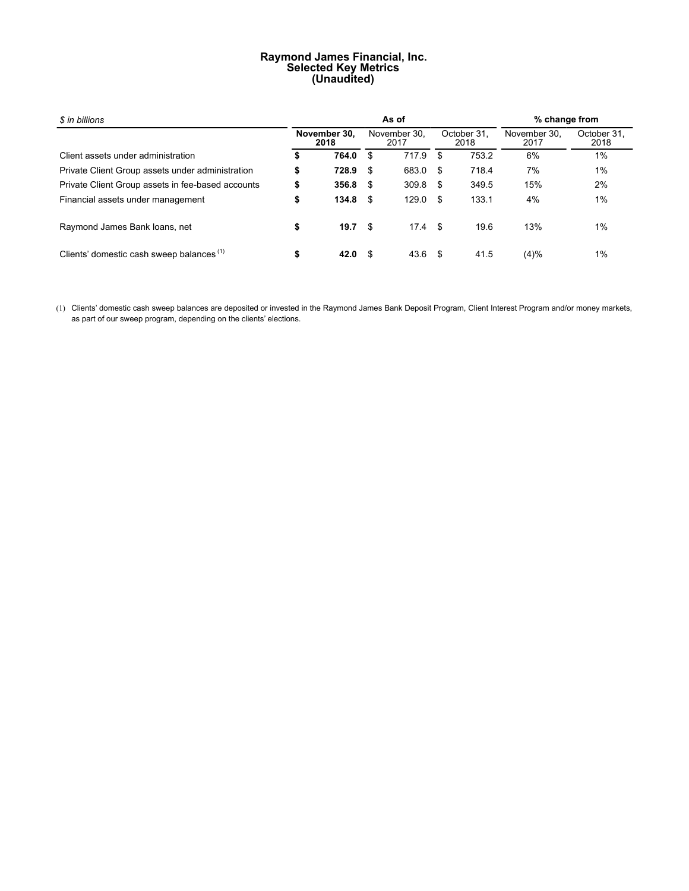# Raymond James Financial, Inc.
## Selected Key Metrics
### (Unaudited)

| *$ in billions* | As of | | | % change from | |
|---|---|---|---|---|---|
| | **November 30, 2018** | November 30, 2017 | October 31, 2018 | November 30, 2017 | October 31, 2018 |
| Client assets under administration | **$ 764.0** | $ 717.9 | $ 753.2 | 6% | 1% |
| Private Client Group assets under administration | **$ 728.9** | $ 683.0 | $ 718.4 | 7% | 1% |
| Private Client Group assets in fee-based accounts | **$ 356.8** | $ 309.8 | $ 349.5 | 15% | 2% |
| Financial assets under management | **$ 134.8** | $ 129.0 | $ 133.1 | 4% | 1% |
| Raymond James Bank loans, net | **$ 19.7** | $ 17.4 | $ 19.6 | 13% | 1% |
| Clients' domestic cash sweep balances [(1)] | **$ 42.0** | $ 43.6 | $ 41.5 | (4)% | 1% |

(1) Clients' domestic cash sweep balances are deposited or invested in the Raymond James Bank Deposit Program, Client Interest Program and/or money markets, as part of our sweep program, depending on the clients' elections.